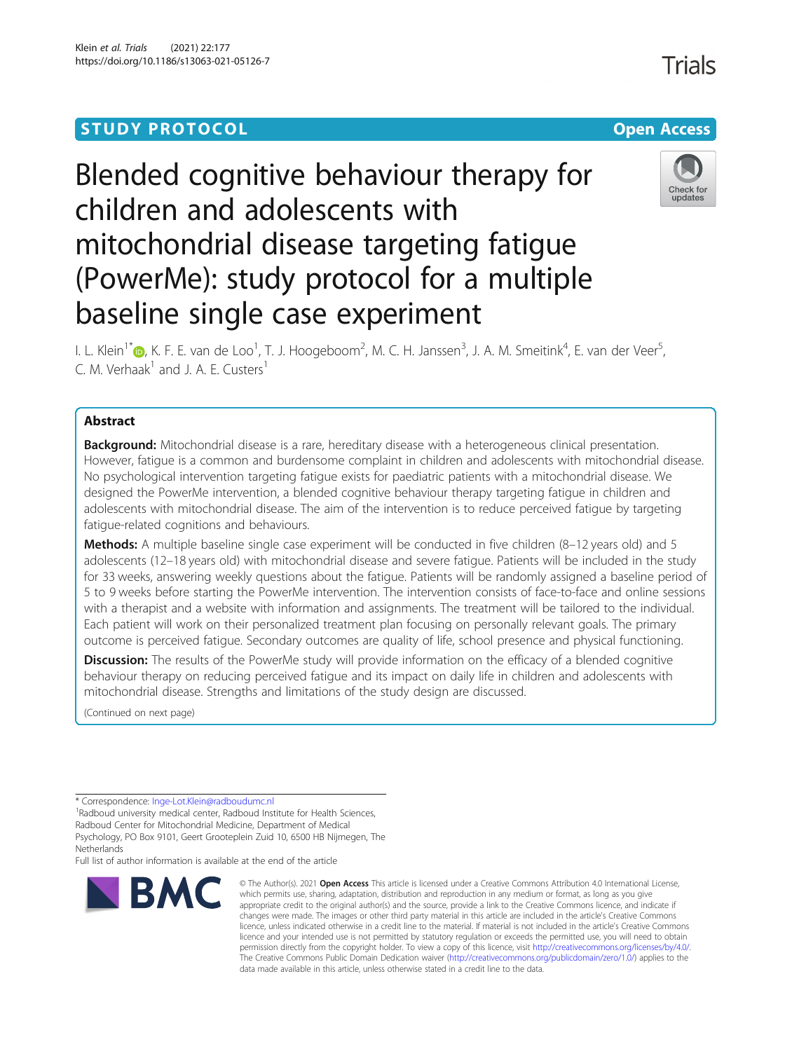STUDY PROTOCOL Open Access

# Blended cognitive behaviour therapy for children and adolescents with mitochondrial disease targeting fatigue (PowerMe): study protocol for a multiple baseline single case experiment

I. L. Klein[1*], K. F. E. van de Loo[1], T. J. Hoogeboom[2], M. C. H. Janssen[3], J. A. M. Smeitink[4], E. van der Veer[5], C. M. Verhaak[1] and J. A. E. Custers[1]

## Abstract

**Background:** Mitochondrial disease is a rare, hereditary disease with a heterogeneous clinical presentation. However, fatigue is a common and burdensome complaint in children and adolescents with mitochondrial disease. No psychological intervention targeting fatigue exists for paediatric patients with a mitochondrial disease. We designed the PowerMe intervention, a blended cognitive behaviour therapy targeting fatigue in children and adolescents with mitochondrial disease. The aim of the intervention is to reduce perceived fatigue by targeting fatigue-related cognitions and behaviours.

**Methods:** A multiple baseline single case experiment will be conducted in five children (8–12 years old) and 5 adolescents (12–18 years old) with mitochondrial disease and severe fatigue. Patients will be included in the study for 33 weeks, answering weekly questions about the fatigue. Patients will be randomly assigned a baseline period of 5 to 9 weeks before starting the PowerMe intervention. The intervention consists of face-to-face and online sessions with a therapist and a website with information and assignments. The treatment will be tailored to the individual. Each patient will work on their personalized treatment plan focusing on personally relevant goals. The primary outcome is perceived fatigue. Secondary outcomes are quality of life, school presence and physical functioning.

**Discussion:** The results of the PowerMe study will provide information on the efficacy of a blended cognitive behaviour therapy on reducing perceived fatigue and its impact on daily life in children and adolescents with mitochondrial disease. Strengths and limitations of the study design are discussed.

(Continued on next page)

---

* Correspondence: Inge-Lot.Klein@radboudumc.nl

[1]Radboud university medical center, Radboud Institute for Health Sciences, Radboud Center for Mitochondrial Medicine, Department of Medical Psychology, PO Box 9101, Geert Grooteplein Zuid 10, 6500 HB Nijmegen, The Netherlands

Full list of author information is available at the end of the article

© The Author(s). 2021 **Open Access** This article is licensed under a Creative Commons Attribution 4.0 International License, which permits use, sharing, adaptation, distribution and reproduction in any medium or format, as long as you give appropriate credit to the original author(s) and the source, provide a link to the Creative Commons licence, and indicate if changes were made. The images or other third party material in this article are included in the article's Creative Commons licence, unless indicated otherwise in a credit line to the material. If material is not included in the article's Creative Commons licence and your intended use is not permitted by statutory regulation or exceeds the permitted use, you will need to obtain permission directly from the copyright holder. To view a copy of this licence, visit http://creativecommons.org/licenses/by/4.0/. The Creative Commons Public Domain Dedication waiver (http://creativecommons.org/publicdomain/zero/1.0/) applies to the data made available in this article, unless otherwise stated in a credit line to the data.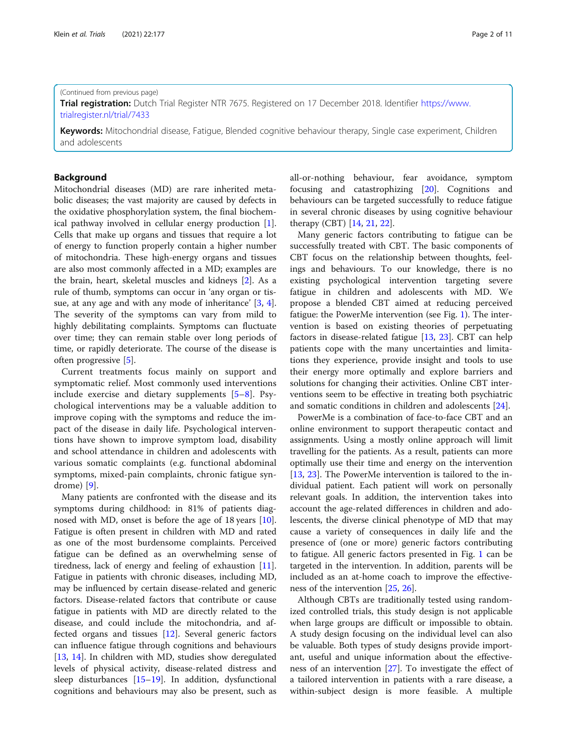(Continued from previous page)

**Trial registration:** Dutch Trial Register NTR 7675. Registered on 17 December 2018. Identifier https://www.trialregister.nl/trial/7433

**Keywords:** Mitochondrial disease, Fatigue, Blended cognitive behaviour therapy, Single case experiment, Children and adolescents

## Background

Mitochondrial diseases (MD) are rare inherited metabolic diseases; the vast majority are caused by defects in the oxidative phosphorylation system, the final biochemical pathway involved in cellular energy production [1]. Cells that make up organs and tissues that require a lot of energy to function properly contain a higher number of mitochondria. These high-energy organs and tissues are also most commonly affected in a MD; examples are the brain, heart, skeletal muscles and kidneys [2]. As a rule of thumb, symptoms can occur in 'any organ or tissue, at any age and with any mode of inheritance' [3, 4]. The severity of the symptoms can vary from mild to highly debilitating complaints. Symptoms can fluctuate over time; they can remain stable over long periods of time, or rapidly deteriorate. The course of the disease is often progressive [5].

Current treatments focus mainly on support and symptomatic relief. Most commonly used interventions include exercise and dietary supplements [5–8]. Psychological interventions may be a valuable addition to improve coping with the symptoms and reduce the impact of the disease in daily life. Psychological interventions have shown to improve symptom load, disability and school attendance in children and adolescents with various somatic complaints (e.g. functional abdominal symptoms, mixed-pain complaints, chronic fatigue syndrome) [9].

Many patients are confronted with the disease and its symptoms during childhood: in 81% of patients diagnosed with MD, onset is before the age of 18 years [10]. Fatigue is often present in children with MD and rated as one of the most burdensome complaints. Perceived fatigue can be defined as an overwhelming sense of tiredness, lack of energy and feeling of exhaustion [11]. Fatigue in patients with chronic diseases, including MD, may be influenced by certain disease-related and generic factors. Disease-related factors that contribute or cause fatigue in patients with MD are directly related to the disease, and could include the mitochondria, and affected organs and tissues [12]. Several generic factors can influence fatigue through cognitions and behaviours [13, 14]. In children with MD, studies show deregulated levels of physical activity, disease-related distress and sleep disturbances [15–19]. In addition, dysfunctional cognitions and behaviours may also be present, such as all-or-nothing behaviour, fear avoidance, symptom focusing and catastrophizing [20]. Cognitions and behaviours can be targeted successfully to reduce fatigue in several chronic diseases by using cognitive behaviour therapy (CBT) [14, 21, 22].

Many generic factors contributing to fatigue can be successfully treated with CBT. The basic components of CBT focus on the relationship between thoughts, feelings and behaviours. To our knowledge, there is no existing psychological intervention targeting severe fatigue in children and adolescents with MD. We propose a blended CBT aimed at reducing perceived fatigue: the PowerMe intervention (see Fig. 1). The intervention is based on existing theories of perpetuating factors in disease-related fatigue [13, 23]. CBT can help patients cope with the many uncertainties and limitations they experience, provide insight and tools to use their energy more optimally and explore barriers and solutions for changing their activities. Online CBT interventions seem to be effective in treating both psychiatric and somatic conditions in children and adolescents [24].

PowerMe is a combination of face-to-face CBT and an online environment to support therapeutic contact and assignments. Using a mostly online approach will limit travelling for the patients. As a result, patients can more optimally use their time and energy on the intervention [13, 23]. The PowerMe intervention is tailored to the individual patient. Each patient will work on personally relevant goals. In addition, the intervention takes into account the age-related differences in children and adolescents, the diverse clinical phenotype of MD that may cause a variety of consequences in daily life and the presence of (one or more) generic factors contributing to fatigue. All generic factors presented in Fig. 1 can be targeted in the intervention. In addition, parents will be included as an at-home coach to improve the effectiveness of the intervention [25, 26].

Although CBTs are traditionally tested using randomized controlled trials, this study design is not applicable when large groups are difficult or impossible to obtain. A study design focusing on the individual level can also be valuable. Both types of study designs provide important, useful and unique information about the effectiveness of an intervention [27]. To investigate the effect of a tailored intervention in patients with a rare disease, a within-subject design is more feasible. A multiple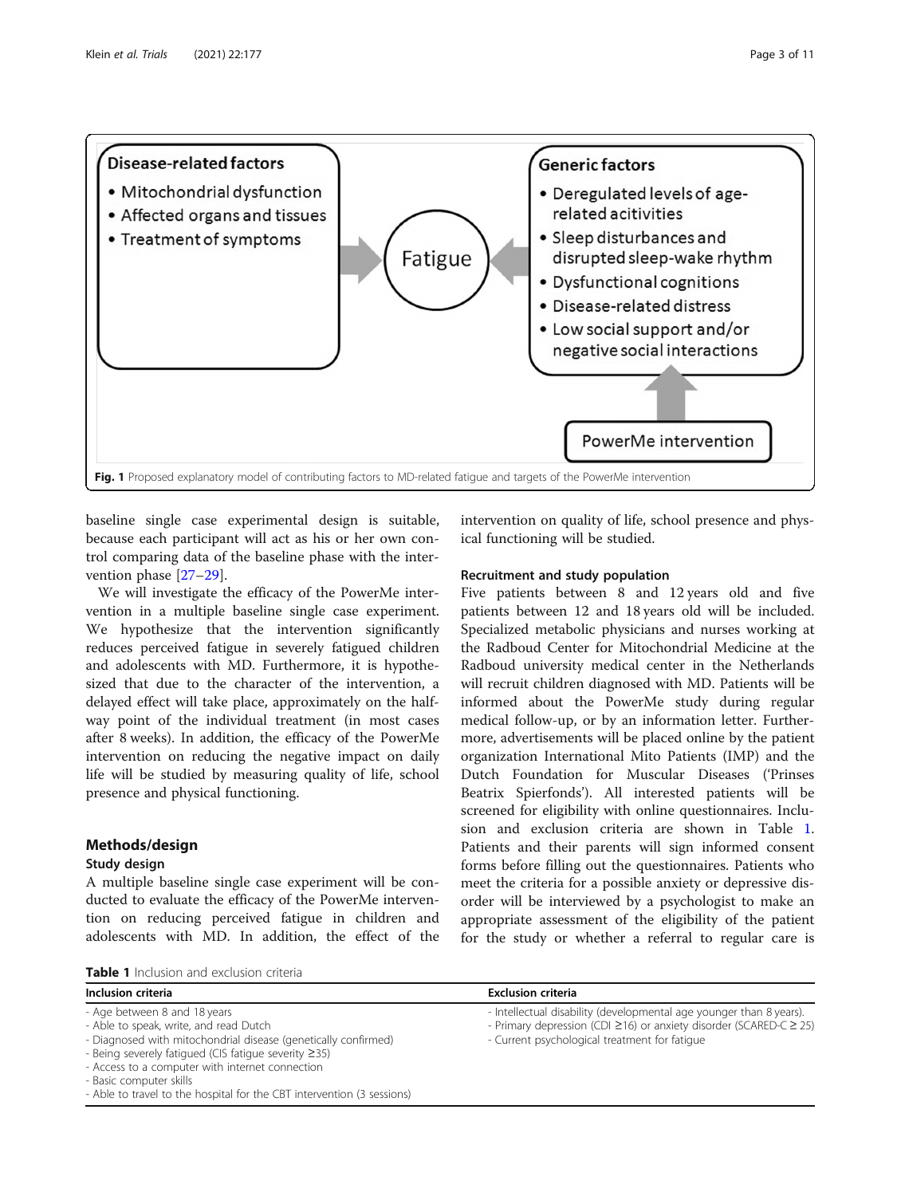Disease-related factors

- Mitochondrial dysfunction
- Affected organs and tissues
- Treatment of symptoms

Fatigue

Generic factors

- Deregulated levels of age-related acitivities
- Sleep disturbances and disrupted sleep-wake rhythm
- Dysfunctional cognitions
- Disease-related distress
- Low social support and/or negative social interactions

PowerMe intervention

**Fig. 1** Proposed explanatory model of contributing factors to MD-related fatigue and targets of the PowerMe intervention

baseline single case experimental design is suitable, because each participant will act as his or her own control comparing data of the baseline phase with the intervention phase [27–29].

We will investigate the efficacy of the PowerMe intervention in a multiple baseline single case experiment. We hypothesize that the intervention significantly reduces perceived fatigue in severely fatigued children and adolescents with MD. Furthermore, it is hypothesized that due to the character of the intervention, a delayed effect will take place, approximately on the halfway point of the individual treatment (in most cases after 8 weeks). In addition, the efficacy of the PowerMe intervention on reducing the negative impact on daily life will be studied by measuring quality of life, school presence and physical functioning.

## Methods/design

### Study design

A multiple baseline single case experiment will be conducted to evaluate the efficacy of the PowerMe intervention on reducing perceived fatigue in children and adolescents with MD. In addition, the effect of the intervention on quality of life, school presence and physical functioning will be studied.

### Recruitment and study population

Five patients between 8 and 12 years old and five patients between 12 and 18 years old will be included. Specialized metabolic physicians and nurses working at the Radboud Center for Mitochondrial Medicine at the Radboud university medical center in the Netherlands will recruit children diagnosed with MD. Patients will be informed about the PowerMe study during regular medical follow-up, or by an information letter. Furthermore, advertisements will be placed online by the patient organization International Mito Patients (IMP) and the Dutch Foundation for Muscular Diseases ('Prinses Beatrix Spierfonds'). All interested patients will be screened for eligibility with online questionnaires. Inclusion and exclusion criteria are shown in Table 1. Patients and their parents will sign informed consent forms before filling out the questionnaires. Patients who meet the criteria for a possible anxiety or depressive disorder will be interviewed by a psychologist to make an appropriate assessment of the eligibility of the patient for the study or whether a referral to regular care is

**Table 1** Inclusion and exclusion criteria

| Inclusion criteria | Exclusion criteria |
|---|---|
| - Age between 8 and 18 years<br>- Able to speak, write, and read Dutch<br>- Diagnosed with mitochondrial disease (genetically confirmed)<br>- Being severely fatigued (CIS fatigue severity ≥35)<br>- Access to a computer with internet connection<br>- Basic computer skills<br>- Able to travel to the hospital for the CBT intervention (3 sessions) | - Intellectual disability (developmental age younger than 8 years).<br>- Primary depression (CDI ≥16) or anxiety disorder (SCARED-C ≥ 25)<br>- Current psychological treatment for fatigue |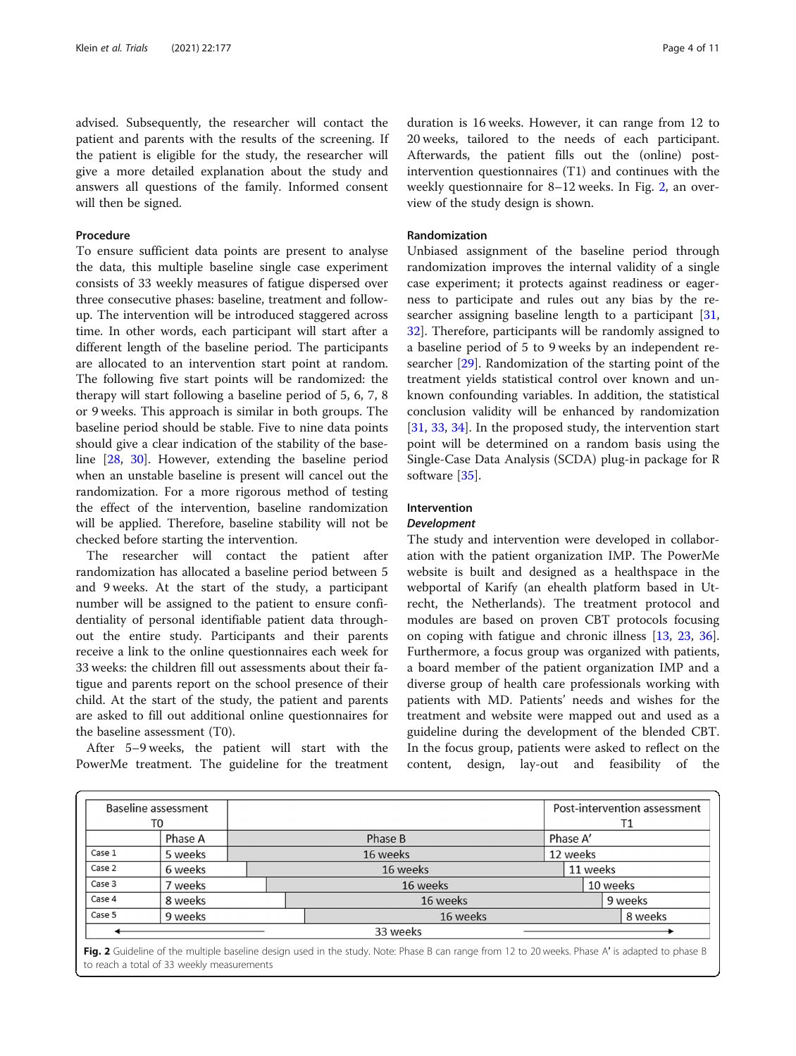advised. Subsequently, the researcher will contact the patient and parents with the results of the screening. If the patient is eligible for the study, the researcher will give a more detailed explanation about the study and answers all questions of the family. Informed consent will then be signed.

### Procedure

To ensure sufficient data points are present to analyse the data, this multiple baseline single case experiment consists of 33 weekly measures of fatigue dispersed over three consecutive phases: baseline, treatment and follow-up. The intervention will be introduced staggered across time. In other words, each participant will start after a different length of the baseline period. The participants are allocated to an intervention start point at random. The following five start points will be randomized: the therapy will start following a baseline period of 5, 6, 7, 8 or 9 weeks. This approach is similar in both groups. The baseline period should be stable. Five to nine data points should give a clear indication of the stability of the baseline [28, 30]. However, extending the baseline period when an unstable baseline is present will cancel out the randomization. For a more rigorous method of testing the effect of the intervention, baseline randomization will be applied. Therefore, baseline stability will not be checked before starting the intervention.

The researcher will contact the patient after randomization has allocated a baseline period between 5 and 9 weeks. At the start of the study, a participant number will be assigned to the patient to ensure confidentiality of personal identifiable patient data throughout the entire study. Participants and their parents receive a link to the online questionnaires each week for 33 weeks: the children fill out assessments about their fatigue and parents report on the school presence of their child. At the start of the study, the patient and parents are asked to fill out additional online questionnaires for the baseline assessment (T0).

After 5–9 weeks, the patient will start with the PowerMe treatment. The guideline for the treatment duration is 16 weeks. However, it can range from 12 to 20 weeks, tailored to the needs of each participant. Afterwards, the patient fills out the (online) post-intervention questionnaires (T1) and continues with the weekly questionnaire for 8–12 weeks. In Fig. 2, an overview of the study design is shown.

### Randomization

Unbiased assignment of the baseline period through randomization improves the internal validity of a single case experiment; it protects against readiness or eagerness to participate and rules out any bias by the researcher assigning baseline length to a participant [31, 32]. Therefore, participants will be randomly assigned to a baseline period of 5 to 9 weeks by an independent researcher [29]. Randomization of the starting point of the treatment yields statistical control over known and unknown confounding variables. In addition, the statistical conclusion validity will be enhanced by randomization [31, 33, 34]. In the proposed study, the intervention start point will be determined on a random basis using the Single-Case Data Analysis (SCDA) plug-in package for R software [35].

### Intervention

#### *Development*

The study and intervention were developed in collaboration with the patient organization IMP. The PowerMe website is built and designed as a healthspace in the webportal of Karify (an ehealth platform based in Utrecht, the Netherlands). The treatment protocol and modules are based on proven CBT protocols focusing on coping with fatigue and chronic illness [13, 23, 36]. Furthermore, a focus group was organized with patients, a board member of the patient organization IMP and a diverse group of health care professionals working with patients with MD. Patients' needs and wishes for the treatment and website were mapped out and used as a guideline during the development of the blended CBT. In the focus group, patients were asked to reflect on the content, design, lay-out and feasibility of the

| Baseline assessment T0 | | | Post-intervention assessment T1 |
|---|---|---|---|
| | Phase A | Phase B | Phase A' |
| Case 1 | 5 weeks | 16 weeks | 12 weeks |
| Case 2 | 6 weeks | 16 weeks | 11 weeks |
| Case 3 | 7 weeks | 16 weeks | 10 weeks |
| Case 4 | 8 weeks | 16 weeks | 9 weeks |
| Case 5 | 9 weeks | 16 weeks | 8 weeks |
| | ← 33 weeks → | | |

**Fig. 2** Guideline of the multiple baseline design used in the study. Note: Phase B can range from 12 to 20 weeks. Phase A' is adapted to phase B to reach a total of 33 weekly measurements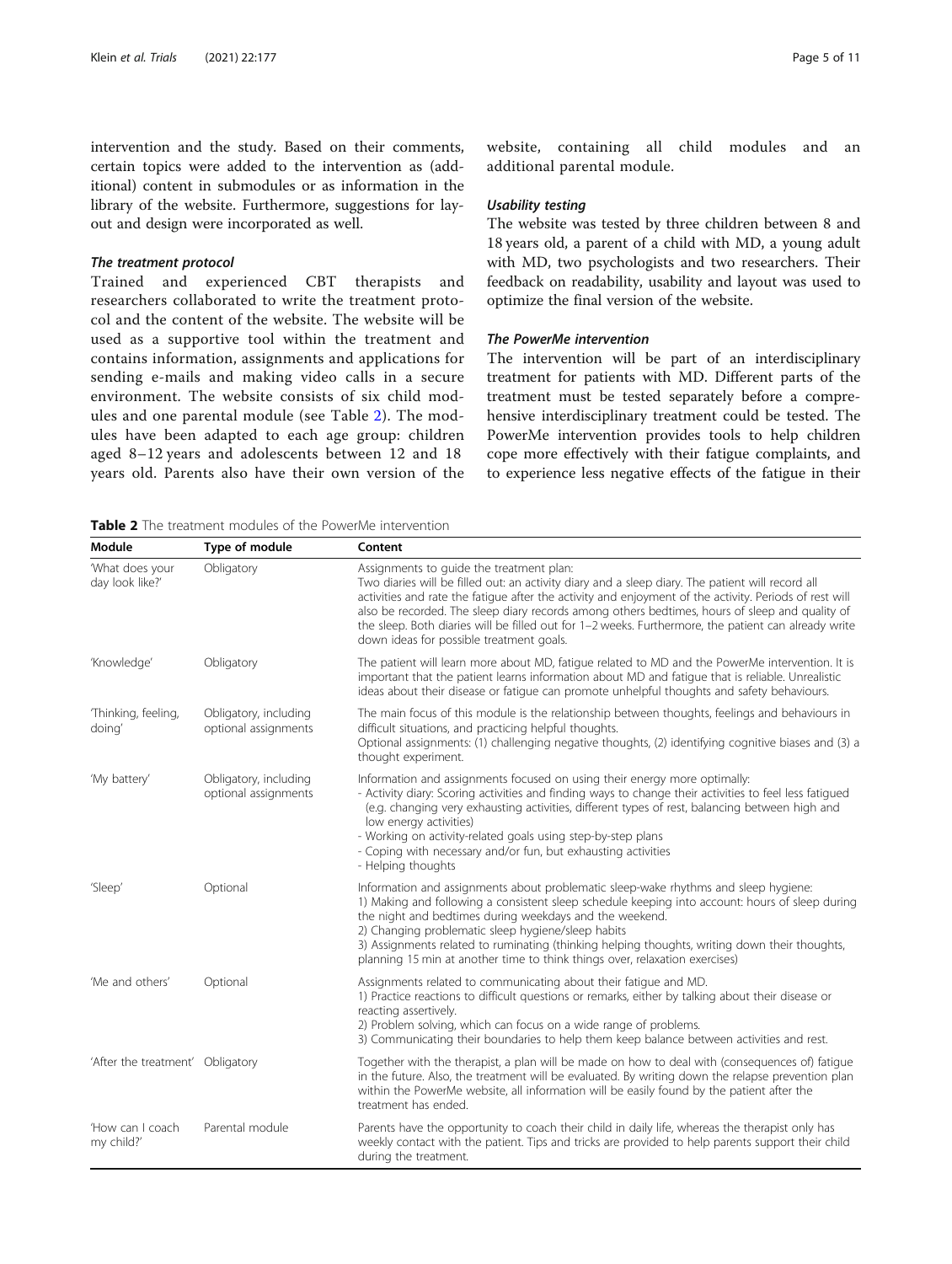intervention and the study. Based on their comments, certain topics were added to the intervention as (additional) content in submodules or as information in the library of the website. Furthermore, suggestions for layout and design were incorporated as well.

#### *The treatment protocol*

Trained and experienced CBT therapists and researchers collaborated to write the treatment protocol and the content of the website. The website will be used as a supportive tool within the treatment and contains information, assignments and applications for sending e-mails and making video calls in a secure environment. The website consists of six child modules and one parental module (see Table 2). The modules have been adapted to each age group: children aged 8–12 years and adolescents between 12 and 18 years old. Parents also have their own version of the website, containing all child modules and an additional parental module.

#### *Usability testing*

The website was tested by three children between 8 and 18 years old, a parent of a child with MD, a young adult with MD, two psychologists and two researchers. Their feedback on readability, usability and layout was used to optimize the final version of the website.

#### *The PowerMe intervention*

The intervention will be part of an interdisciplinary treatment for patients with MD. Different parts of the treatment must be tested separately before a comprehensive interdisciplinary treatment could be tested. The PowerMe intervention provides tools to help children cope more effectively with their fatigue complaints, and to experience less negative effects of the fatigue in their

**Table 2** The treatment modules of the PowerMe intervention

| Module | Type of module | Content |
|---|---|---|
| 'What does your day look like?' | Obligatory | Assignments to guide the treatment plan: Two diaries will be filled out: an activity diary and a sleep diary. The patient will record all activities and rate the fatigue after the activity and enjoyment of the activity. Periods of rest will also be recorded. The sleep diary records among others bedtimes, hours of sleep and quality of the sleep. Both diaries will be filled out for 1–2 weeks. Furthermore, the patient can already write down ideas for possible treatment goals. |
| 'Knowledge' | Obligatory | The patient will learn more about MD, fatigue related to MD and the PowerMe intervention. It is important that the patient learns information about MD and fatigue that is reliable. Unrealistic ideas about their disease or fatigue can promote unhelpful thoughts and safety behaviours. |
| 'Thinking, feeling, doing' | Obligatory, including optional assignments | The main focus of this module is the relationship between thoughts, feelings and behaviours in difficult situations, and practicing helpful thoughts. Optional assignments: (1) challenging negative thoughts, (2) identifying cognitive biases and (3) a thought experiment. |
| 'My battery' | Obligatory, including optional assignments | Information and assignments focused on using their energy more optimally: - Activity diary: Scoring activities and finding ways to change their activities to feel less fatigued (e.g. changing very exhausting activities, different types of rest, balancing between high and low energy activities) - Working on activity-related goals using step-by-step plans - Coping with necessary and/or fun, but exhausting activities - Helping thoughts |
| 'Sleep' | Optional | Information and assignments about problematic sleep-wake rhythms and sleep hygiene: 1) Making and following a consistent sleep schedule keeping into account: hours of sleep during the night and bedtimes during weekdays and the weekend. 2) Changing problematic sleep hygiene/sleep habits 3) Assignments related to ruminating (thinking helping thoughts, writing down their thoughts, planning 15 min at another time to think things over, relaxation exercises) |
| 'Me and others' | Optional | Assignments related to communicating about their fatigue and MD. 1) Practice reactions to difficult questions or remarks, either by talking about their disease or reacting assertively. 2) Problem solving, which can focus on a wide range of problems. 3) Communicating their boundaries to help them keep balance between activities and rest. |
| 'After the treatment' | Obligatory | Together with the therapist, a plan will be made on how to deal with (consequences of) fatigue in the future. Also, the treatment will be evaluated. By writing down the relapse prevention plan within the PowerMe website, all information will be easily found by the patient after the treatment has ended. |
| 'How can I coach my child?' | Parental module | Parents have the opportunity to coach their child in daily life, whereas the therapist only has weekly contact with the patient. Tips and tricks are provided to help parents support their child during the treatment. |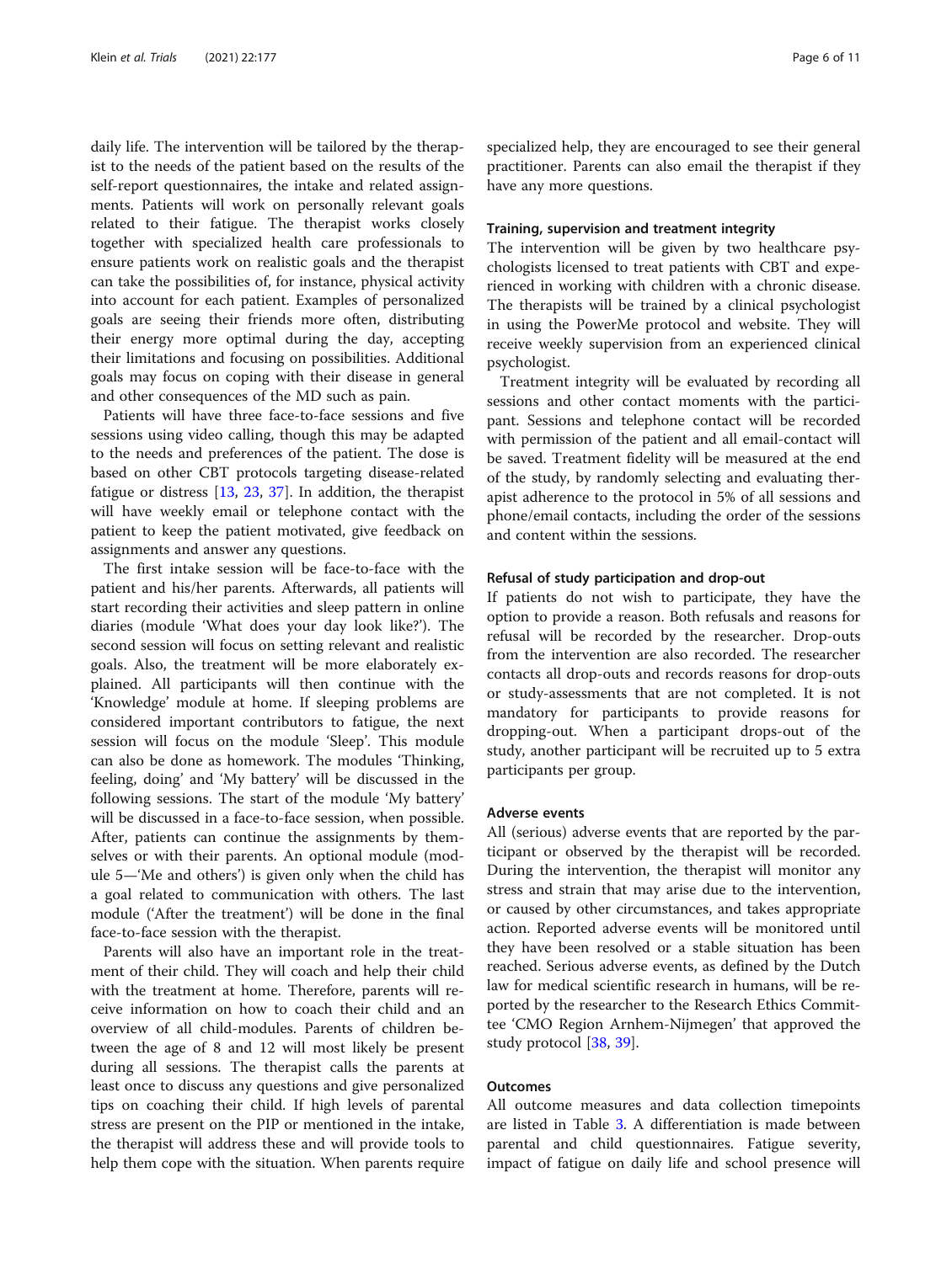daily life. The intervention will be tailored by the therapist to the needs of the patient based on the results of the self-report questionnaires, the intake and related assignments. Patients will work on personally relevant goals related to their fatigue. The therapist works closely together with specialized health care professionals to ensure patients work on realistic goals and the therapist can take the possibilities of, for instance, physical activity into account for each patient. Examples of personalized goals are seeing their friends more often, distributing their energy more optimal during the day, accepting their limitations and focusing on possibilities. Additional goals may focus on coping with their disease in general and other consequences of the MD such as pain.

Patients will have three face-to-face sessions and five sessions using video calling, though this may be adapted to the needs and preferences of the patient. The dose is based on other CBT protocols targeting disease-related fatigue or distress [13, 23, 37]. In addition, the therapist will have weekly email or telephone contact with the patient to keep the patient motivated, give feedback on assignments and answer any questions.

The first intake session will be face-to-face with the patient and his/her parents. Afterwards, all patients will start recording their activities and sleep pattern in online diaries (module 'What does your day look like?'). The second session will focus on setting relevant and realistic goals. Also, the treatment will be more elaborately explained. All participants will then continue with the 'Knowledge' module at home. If sleeping problems are considered important contributors to fatigue, the next session will focus on the module 'Sleep'. This module can also be done as homework. The modules 'Thinking, feeling, doing' and 'My battery' will be discussed in the following sessions. The start of the module 'My battery' will be discussed in a face-to-face session, when possible. After, patients can continue the assignments by themselves or with their parents. An optional module (module 5—'Me and others') is given only when the child has a goal related to communication with others. The last module ('After the treatment') will be done in the final face-to-face session with the therapist.

Parents will also have an important role in the treatment of their child. They will coach and help their child with the treatment at home. Therefore, parents will receive information on how to coach their child and an overview of all child-modules. Parents of children between the age of 8 and 12 will most likely be present during all sessions. The therapist calls the parents at least once to discuss any questions and give personalized tips on coaching their child. If high levels of parental stress are present on the PIP or mentioned in the intake, the therapist will address these and will provide tools to help them cope with the situation. When parents require specialized help, they are encouraged to see their general practitioner. Parents can also email the therapist if they have any more questions.

### Training, supervision and treatment integrity

The intervention will be given by two healthcare psychologists licensed to treat patients with CBT and experienced in working with children with a chronic disease. The therapists will be trained by a clinical psychologist in using the PowerMe protocol and website. They will receive weekly supervision from an experienced clinical psychologist.

Treatment integrity will be evaluated by recording all sessions and other contact moments with the participant. Sessions and telephone contact will be recorded with permission of the patient and all email-contact will be saved. Treatment fidelity will be measured at the end of the study, by randomly selecting and evaluating therapist adherence to the protocol in 5% of all sessions and phone/email contacts, including the order of the sessions and content within the sessions.

### Refusal of study participation and drop-out

If patients do not wish to participate, they have the option to provide a reason. Both refusals and reasons for refusal will be recorded by the researcher. Drop-outs from the intervention are also recorded. The researcher contacts all drop-outs and records reasons for drop-outs or study-assessments that are not completed. It is not mandatory for participants to provide reasons for dropping-out. When a participant drops-out of the study, another participant will be recruited up to 5 extra participants per group.

### Adverse events

All (serious) adverse events that are reported by the participant or observed by the therapist will be recorded. During the intervention, the therapist will monitor any stress and strain that may arise due to the intervention, or caused by other circumstances, and takes appropriate action. Reported adverse events will be monitored until they have been resolved or a stable situation has been reached. Serious adverse events, as defined by the Dutch law for medical scientific research in humans, will be reported by the researcher to the Research Ethics Committee 'CMO Region Arnhem-Nijmegen' that approved the study protocol [38, 39].

### Outcomes

All outcome measures and data collection timepoints are listed in Table 3. A differentiation is made between parental and child questionnaires. Fatigue severity, impact of fatigue on daily life and school presence will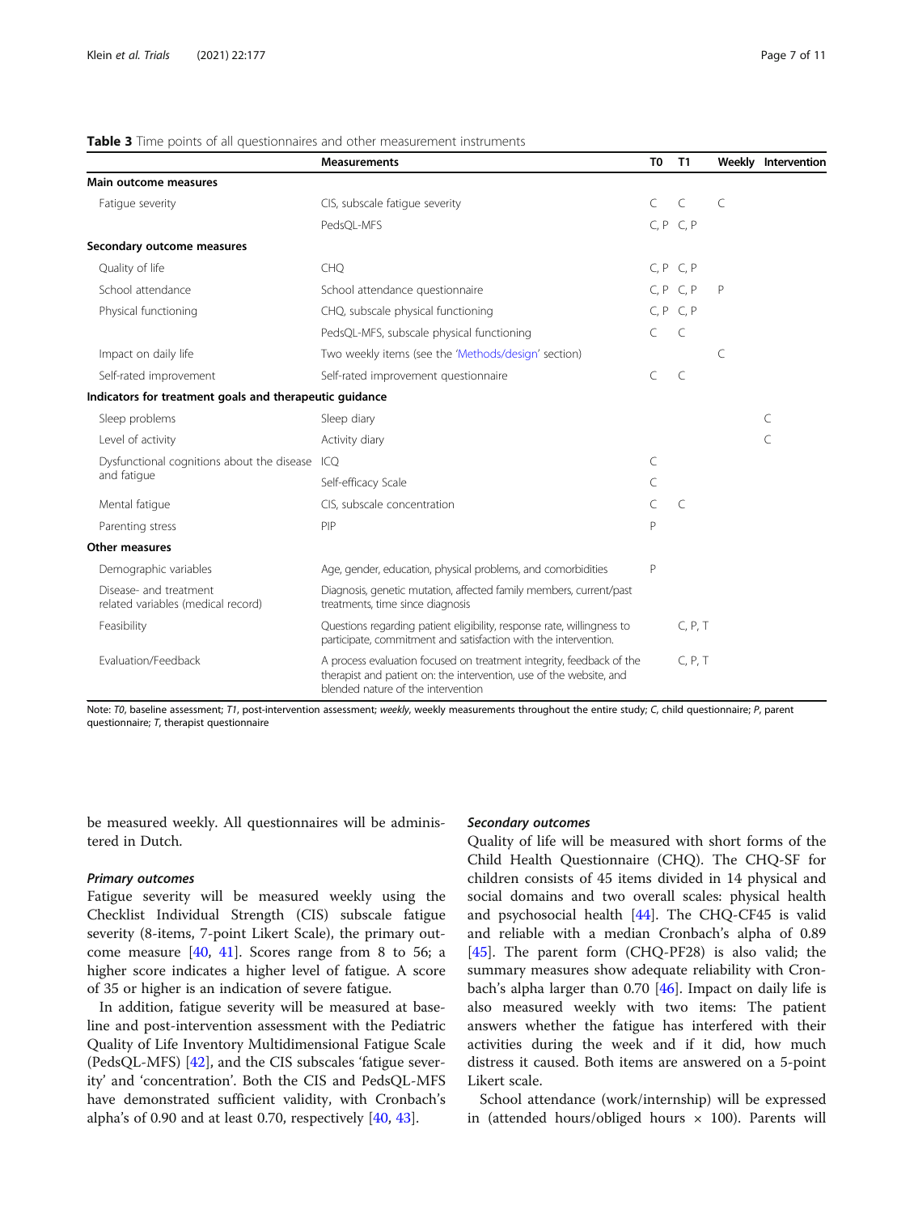**Table 3** Time points of all questionnaires and other measurement instruments

| | Measurements | T0 | T1 | Weekly | Intervention |
|---|---|---|---|---|---|
| **Main outcome measures** | | | | | |
| Fatigue severity | CIS, subscale fatigue severity | C | C | C | |
| | PedsQL-MFS | C, P | C, P | | |
| **Secondary outcome measures** | | | | | |
| Quality of life | CHQ | C, P | C, P | | |
| School attendance | School attendance questionnaire | C, P | C, P | P | |
| Physical functioning | CHQ, subscale physical functioning | C, P | C, P | | |
| | PedsQL-MFS, subscale physical functioning | C | C | | |
| Impact on daily life | Two weekly items (see the 'Methods/design' section) | | | C | |
| Self-rated improvement | Self-rated improvement questionnaire | C | C | | |
| **Indicators for treatment goals and therapeutic guidance** | | | | | |
| Sleep problems | Sleep diary | | | | C |
| Level of activity | Activity diary | | | | C |
| Dysfunctional cognitions about the disease and fatigue | ICQ | C | | | |
| | Self-efficacy Scale | C | | | |
| Mental fatigue | CIS, subscale concentration | C | C | | |
| Parenting stress | PIP | P | | | |
| **Other measures** | | | | | |
| Demographic variables | Age, gender, education, physical problems, and comorbidities | P | | | |
| Disease- and treatment related variables (medical record) | Diagnosis, genetic mutation, affected family members, current/past treatments, time since diagnosis | | | | |
| Feasibility | Questions regarding patient eligibility, response rate, willingness to participate, commitment and satisfaction with the intervention. | | C, P, T | | |
| Evaluation/Feedback | A process evaluation focused on treatment integrity, feedback of the therapist and patient on: the intervention, use of the website, and blended nature of the intervention | | C, P, T | | |

Note: *T0*, baseline assessment; *T1*, post-intervention assessment; *weekly*, weekly measurements throughout the entire study; *C*, child questionnaire; *P*, parent questionnaire; *T*, therapist questionnaire

be measured weekly. All questionnaires will be administered in Dutch.

#### *Primary outcomes*

Fatigue severity will be measured weekly using the Checklist Individual Strength (CIS) subscale fatigue severity (8-items, 7-point Likert Scale), the primary outcome measure [40, 41]. Scores range from 8 to 56; a higher score indicates a higher level of fatigue. A score of 35 or higher is an indication of severe fatigue.

In addition, fatigue severity will be measured at baseline and post-intervention assessment with the Pediatric Quality of Life Inventory Multidimensional Fatigue Scale (PedsQL-MFS) [42], and the CIS subscales 'fatigue severity' and 'concentration'. Both the CIS and PedsQL-MFS have demonstrated sufficient validity, with Cronbach's alpha's of 0.90 and at least 0.70, respectively [40, 43].

#### *Secondary outcomes*

Quality of life will be measured with short forms of the Child Health Questionnaire (CHQ). The CHQ-SF for children consists of 45 items divided in 14 physical and social domains and two overall scales: physical health and psychosocial health [44]. The CHQ-CF45 is valid and reliable with a median Cronbach's alpha of 0.89 [45]. The parent form (CHQ-PF28) is also valid; the summary measures show adequate reliability with Cronbach's alpha larger than 0.70 [46]. Impact on daily life is also measured weekly with two items: The patient answers whether the fatigue has interfered with their activities during the week and if it did, how much distress it caused. Both items are answered on a 5-point Likert scale.

School attendance (work/internship) will be expressed in (attended hours/obliged hours $\times$ 100). Parents will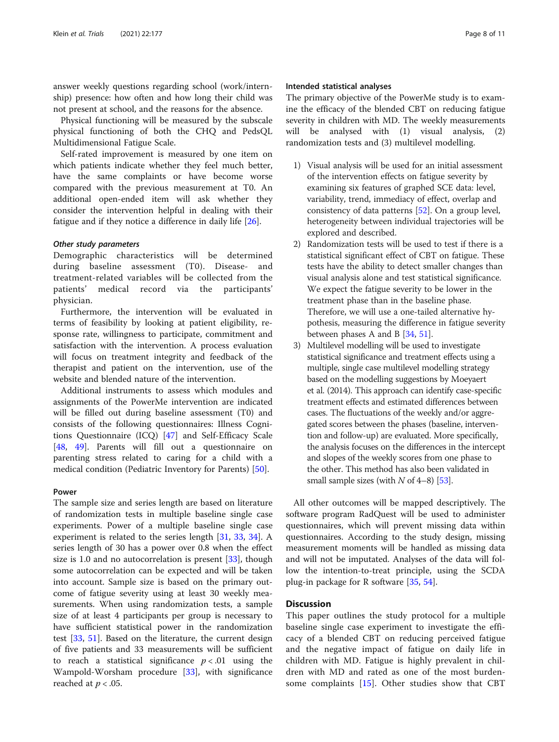answer weekly questions regarding school (work/internship) presence: how often and how long their child was not present at school, and the reasons for the absence.

Physical functioning will be measured by the subscale physical functioning of both the CHQ and PedsQL Multidimensional Fatigue Scale.

Self-rated improvement is measured by one item on which patients indicate whether they feel much better, have the same complaints or have become worse compared with the previous measurement at T0. An additional open-ended item will ask whether they consider the intervention helpful in dealing with their fatigue and if they notice a difference in daily life [26].

#### *Other study parameters*

Demographic characteristics will be determined during baseline assessment (T0). Disease- and treatment-related variables will be collected from the patients' medical record via the participants' physician.

Furthermore, the intervention will be evaluated in terms of feasibility by looking at patient eligibility, response rate, willingness to participate, commitment and satisfaction with the intervention. A process evaluation will focus on treatment integrity and feedback of the therapist and patient on the intervention, use of the website and blended nature of the intervention.

Additional instruments to assess which modules and assignments of the PowerMe intervention are indicated will be filled out during baseline assessment (T0) and consists of the following questionnaires: Illness Cognitions Questionnaire (ICQ) [47] and Self-Efficacy Scale [48, 49]. Parents will fill out a questionnaire on parenting stress related to caring for a child with a medical condition (Pediatric Inventory for Parents) [50].

### Power

The sample size and series length are based on literature of randomization tests in multiple baseline single case experiments. Power of a multiple baseline single case experiment is related to the series length [31, 33, 34]. A series length of 30 has a power over 0.8 when the effect size is 1.0 and no autocorrelation is present [33], though some autocorrelation can be expected and will be taken into account. Sample size is based on the primary outcome of fatigue severity using at least 30 weekly measurements. When using randomization tests, a sample size of at least 4 participants per group is necessary to have sufficient statistical power in the randomization test [33, 51]. Based on the literature, the current design of five patients and 33 measurements will be sufficient to reach a statistical significance $p < .01$ using the Wampold-Worsham procedure [33], with significance reached at $p < .05$.

### Intended statistical analyses

The primary objective of the PowerMe study is to examine the efficacy of the blended CBT on reducing fatigue severity in children with MD. The weekly measurements will be analysed with (1) visual analysis, (2) randomization tests and (3) multilevel modelling.

1) Visual analysis will be used for an initial assessment of the intervention effects on fatigue severity by examining six features of graphed SCE data: level, variability, trend, immediacy of effect, overlap and consistency of data patterns [52]. On a group level, heterogeneity between individual trajectories will be explored and described.
2) Randomization tests will be used to test if there is a statistical significant effect of CBT on fatigue. These tests have the ability to detect smaller changes than visual analysis alone and test statistical significance. We expect the fatigue severity to be lower in the treatment phase than in the baseline phase. Therefore, we will use a one-tailed alternative hypothesis, measuring the difference in fatigue severity between phases A and B [34, 51].
3) Multilevel modelling will be used to investigate statistical significance and treatment effects using a multiple, single case multilevel modelling strategy based on the modelling suggestions by Moeyaert et al. (2014). This approach can identify case-specific treatment effects and estimated differences between cases. The fluctuations of the weekly and/or aggregated scores between the phases (baseline, intervention and follow-up) are evaluated. More specifically, the analysis focuses on the differences in the intercept and slopes of the weekly scores from one phase to the other. This method has also been validated in small sample sizes (with $N$ of 4–8) [53].

All other outcomes will be mapped descriptively. The software program RadQuest will be used to administer questionnaires, which will prevent missing data within questionnaires. According to the study design, missing measurement moments will be handled as missing data and will not be imputed. Analyses of the data will follow the intention-to-treat principle, using the SCDA plug-in package for R software [35, 54].

## Discussion

This paper outlines the study protocol for a multiple baseline single case experiment to investigate the efficacy of a blended CBT on reducing perceived fatigue and the negative impact of fatigue on daily life in children with MD. Fatigue is highly prevalent in children with MD and rated as one of the most burdensome complaints [15]. Other studies show that CBT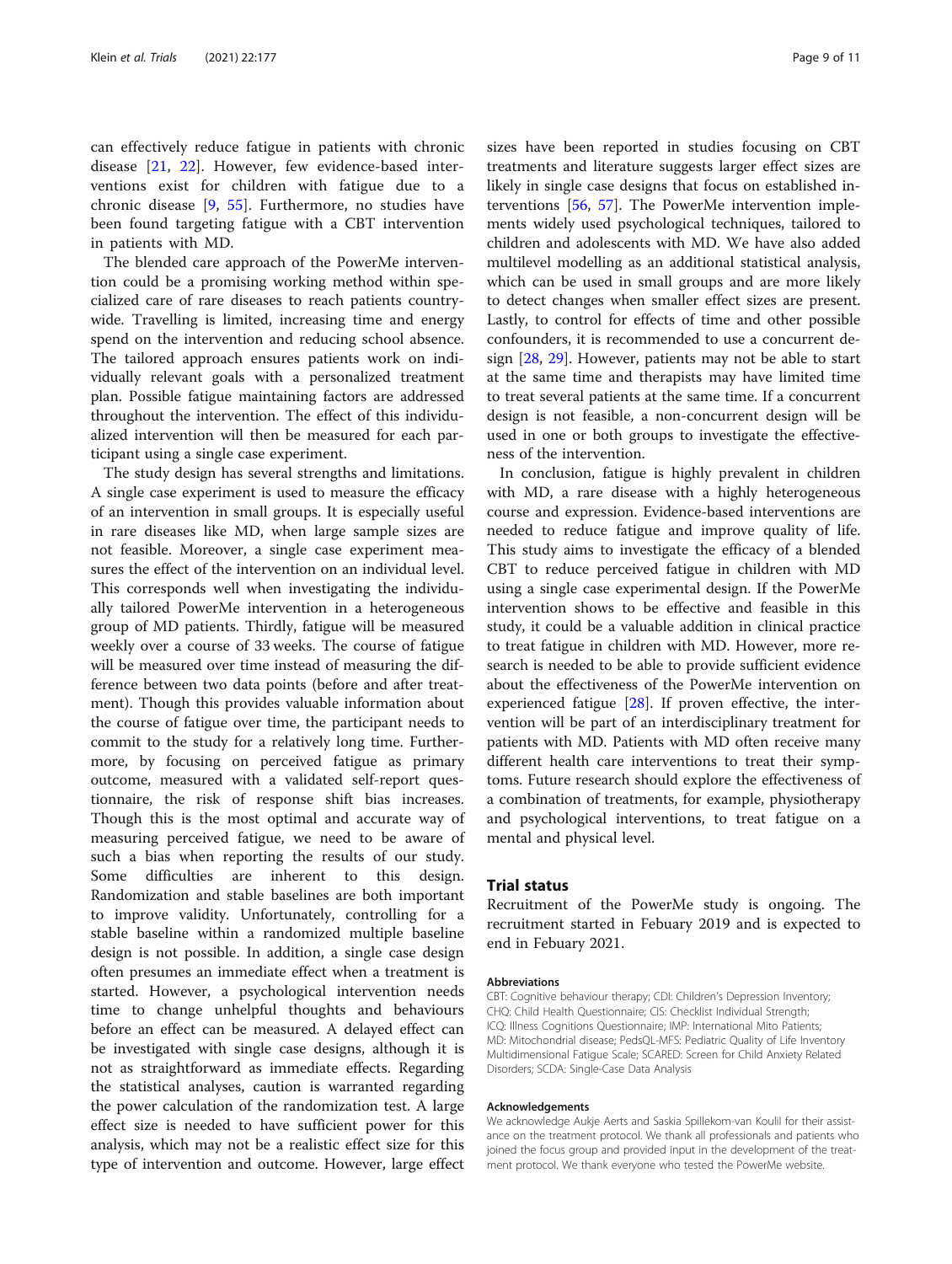can effectively reduce fatigue in patients with chronic disease [21, 22]. However, few evidence-based interventions exist for children with fatigue due to a chronic disease [9, 55]. Furthermore, no studies have been found targeting fatigue with a CBT intervention in patients with MD.

The blended care approach of the PowerMe intervention could be a promising working method within specialized care of rare diseases to reach patients countrywide. Travelling is limited, increasing time and energy spend on the intervention and reducing school absence. The tailored approach ensures patients work on individually relevant goals with a personalized treatment plan. Possible fatigue maintaining factors are addressed throughout the intervention. The effect of this individualized intervention will then be measured for each participant using a single case experiment.

The study design has several strengths and limitations. A single case experiment is used to measure the efficacy of an intervention in small groups. It is especially useful in rare diseases like MD, when large sample sizes are not feasible. Moreover, a single case experiment measures the effect of the intervention on an individual level. This corresponds well when investigating the individually tailored PowerMe intervention in a heterogeneous group of MD patients. Thirdly, fatigue will be measured weekly over a course of 33 weeks. The course of fatigue will be measured over time instead of measuring the difference between two data points (before and after treatment). Though this provides valuable information about the course of fatigue over time, the participant needs to commit to the study for a relatively long time. Furthermore, by focusing on perceived fatigue as primary outcome, measured with a validated self-report questionnaire, the risk of response shift bias increases. Though this is the most optimal and accurate way of measuring perceived fatigue, we need to be aware of such a bias when reporting the results of our study. Some difficulties are inherent to this design. Randomization and stable baselines are both important to improve validity. Unfortunately, controlling for a stable baseline within a randomized multiple baseline design is not possible. In addition, a single case design often presumes an immediate effect when a treatment is started. However, a psychological intervention needs time to change unhelpful thoughts and behaviours before an effect can be measured. A delayed effect can be investigated with single case designs, although it is not as straightforward as immediate effects. Regarding the statistical analyses, caution is warranted regarding the power calculation of the randomization test. A large effect size is needed to have sufficient power for this analysis, which may not be a realistic effect size for this type of intervention and outcome. However, large effect sizes have been reported in studies focusing on CBT treatments and literature suggests larger effect sizes are likely in single case designs that focus on established interventions [56, 57]. The PowerMe intervention implements widely used psychological techniques, tailored to children and adolescents with MD. We have also added multilevel modelling as an additional statistical analysis, which can be used in small groups and are more likely to detect changes when smaller effect sizes are present. Lastly, to control for effects of time and other possible confounders, it is recommended to use a concurrent design [28, 29]. However, patients may not be able to start at the same time and therapists may have limited time to treat several patients at the same time. If a concurrent design is not feasible, a non-concurrent design will be used in one or both groups to investigate the effectiveness of the intervention.

In conclusion, fatigue is highly prevalent in children with MD, a rare disease with a highly heterogeneous course and expression. Evidence-based interventions are needed to reduce fatigue and improve quality of life. This study aims to investigate the efficacy of a blended CBT to reduce perceived fatigue in children with MD using a single case experimental design. If the PowerMe intervention shows to be effective and feasible in this study, it could be a valuable addition in clinical practice to treat fatigue in children with MD. However, more research is needed to be able to provide sufficient evidence about the effectiveness of the PowerMe intervention on experienced fatigue [28]. If proven effective, the intervention will be part of an interdisciplinary treatment for patients with MD. Patients with MD often receive many different health care interventions to treat their symptoms. Future research should explore the effectiveness of a combination of treatments, for example, physiotherapy and psychological interventions, to treat fatigue on a mental and physical level.

## Trial status

Recruitment of the PowerMe study is ongoing. The recruitment started in Febuary 2019 and is expected to end in Febuary 2021.

#### Abbreviations

CBT: Cognitive behaviour therapy; CDI: Children's Depression Inventory; CHQ: Child Health Questionnaire; CIS: Checklist Individual Strength; ICQ: Illness Cognitions Questionnaire; IMP: International Mito Patients; MD: Mitochondrial disease; PedsQL-MFS: Pediatric Quality of Life Inventory Multidimensional Fatigue Scale; SCARED: Screen for Child Anxiety Related Disorders; SCDA: Single-Case Data Analysis

#### Acknowledgements

We acknowledge Aukje Aerts and Saskia Spillekom-van Koulil for their assistance on the treatment protocol. We thank all professionals and patients who joined the focus group and provided input in the development of the treatment protocol. We thank everyone who tested the PowerMe website.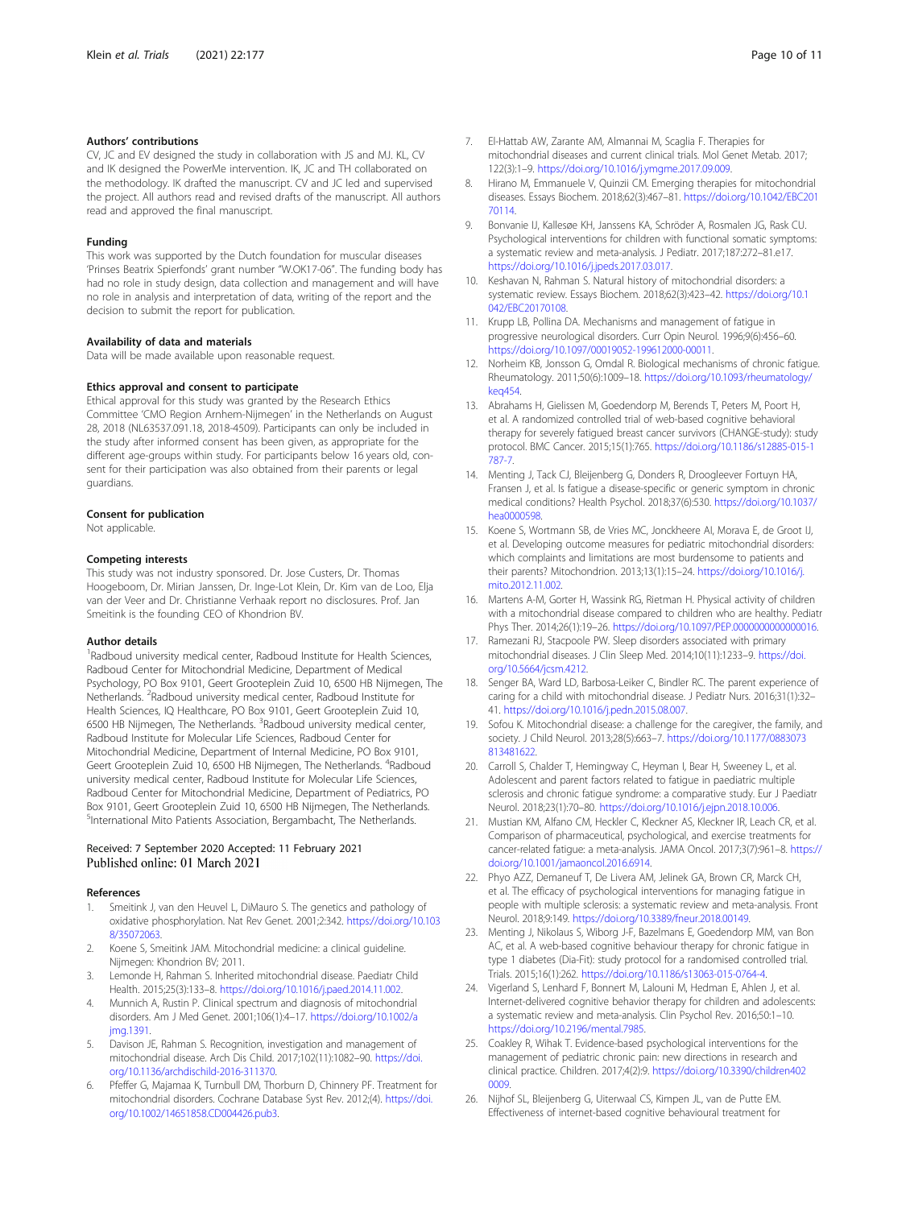### Authors' contributions

CV, JC and EV designed the study in collaboration with JS and MJ. KL, CV and IK designed the PowerMe intervention. IK, JC and TH collaborated on the methodology. IK drafted the manuscript. CV and JC led and supervised the project. All authors read and revised drafts of the manuscript. All authors read and approved the final manuscript.

### Funding

This work was supported by the Dutch foundation for muscular diseases 'Prinses Beatrix Spierfonds' grant number "W.OK17-06". The funding body has had no role in study design, data collection and management and will have no role in analysis and interpretation of data, writing of the report and the decision to submit the report for publication.

### Availability of data and materials

Data will be made available upon reasonable request.

### Ethics approval and consent to participate

Ethical approval for this study was granted by the Research Ethics Committee 'CMO Region Arnhem-Nijmegen' in the Netherlands on August 28, 2018 (NL63537.091.18, 2018-4509). Participants can only be included in the study after informed consent has been given, as appropriate for the different age-groups within study. For participants below 16 years old, consent for their participation was also obtained from their parents or legal guardians.

### Consent for publication

Not applicable.

### Competing interests

This study was not industry sponsored. Dr. Jose Custers, Dr. Thomas Hoogeboom, Dr. Mirian Janssen, Dr. Inge-Lot Klein, Dr. Kim van de Loo, Elja van der Veer and Dr. Christianne Verhaak report no disclosures. Prof. Jan Smeitink is the founding CEO of Khondrion BV.

### Author details

[1]Radboud university medical center, Radboud Institute for Health Sciences, Radboud Center for Mitochondrial Medicine, Department of Medical Psychology, PO Box 9101, Geert Grooteplein Zuid 10, 6500 HB Nijmegen, The Netherlands. [2]Radboud university medical center, Radboud Institute for Health Sciences, IQ Healthcare, PO Box 9101, Geert Grooteplein Zuid 10, 6500 HB Nijmegen, The Netherlands. [3]Radboud university medical center, Radboud Institute for Molecular Life Sciences, Radboud Center for Mitochondrial Medicine, Department of Internal Medicine, PO Box 9101, Geert Grooteplein Zuid 10, 6500 HB Nijmegen, The Netherlands. [4]Radboud university medical center, Radboud Institute for Molecular Life Sciences, Radboud Center for Mitochondrial Medicine, Department of Pediatrics, PO Box 9101, Geert Grooteplein Zuid 10, 6500 HB Nijmegen, The Netherlands. [5]International Mito Patients Association, Bergambacht, The Netherlands.

Received: 7 September 2020 Accepted: 11 February 2021
Published online: 01 March 2021

### References

1. Smeitink J, van den Heuvel L, DiMauro S. The genetics and pathology of oxidative phosphorylation. Nat Rev Genet. 2001;2:342. https://doi.org/10.1038/35072063.
2. Koene S, Smeitink JAM. Mitochondrial medicine: a clinical guideline. Nijmegen: Khondrion BV; 2011.
3. Lemonde H, Rahman S. Inherited mitochondrial disease. Paediatr Child Health. 2015;25(3):133–8. https://doi.org/10.1016/j.paed.2014.11.002.
4. Munnich A, Rustin P. Clinical spectrum and diagnosis of mitochondrial disorders. Am J Med Genet. 2001;106(1):4–17. https://doi.org/10.1002/ajmg.1391.
5. Davison JE, Rahman S. Recognition, investigation and management of mitochondrial disease. Arch Dis Child. 2017;102(11):1082–90. https://doi.org/10.1136/archdischild-2016-311370.
6. Pfeffer G, Majamaa K, Turnbull DM, Thorburn D, Chinnery PF. Treatment for mitochondrial disorders. Cochrane Database Syst Rev. 2012;(4). https://doi.org/10.1002/14651858.CD004426.pub3.
7. El-Hattab AW, Zarante AM, Almannai M, Scaglia F. Therapies for mitochondrial diseases and current clinical trials. Mol Genet Metab. 2017;122(3):1–9. https://doi.org/10.1016/j.ymgme.2017.09.009.
8. Hirano M, Emmanuele V, Quinzii CM. Emerging therapies for mitochondrial diseases. Essays Biochem. 2018;62(3):467–81. https://doi.org/10.1042/EBC20170114.
9. Bonvanie IJ, Kallesøe KH, Janssens KA, Schröder A, Rosmalen JG, Rask CU. Psychological interventions for children with functional somatic symptoms: a systematic review and meta-analysis. J Pediatr. 2017;187:272–81.e17. https://doi.org/10.1016/j.jpeds.2017.03.017.
10. Keshavan N, Rahman S. Natural history of mitochondrial disorders: a systematic review. Essays Biochem. 2018;62(3):423–42. https://doi.org/10.1042/EBC20170108.
11. Krupp LB, Pollina DA. Mechanisms and management of fatigue in progressive neurological disorders. Curr Opin Neurol. 1996;9(6):456–60. https://doi.org/10.1097/00019052-199612000-00011.
12. Norheim KB, Jonsson G, Omdal R. Biological mechanisms of chronic fatigue. Rheumatology. 2011;50(6):1009–18. https://doi.org/10.1093/rheumatology/keq454.
13. Abrahams H, Gielissen M, Goedendorp M, Berends T, Peters M, Poort H, et al. A randomized controlled trial of web-based cognitive behavioral therapy for severely fatigued breast cancer survivors (CHANGE-study): study protocol. BMC Cancer. 2015;15(1):765. https://doi.org/10.1186/s12885-015-1787-7.
14. Menting J, Tack CJ, Bleijenberg G, Donders R, Droogleever Fortuyn HA, Fransen J, et al. Is fatigue a disease-specific or generic symptom in chronic medical conditions? Health Psychol. 2018;37(6):530. https://doi.org/10.1037/hea0000598.
15. Koene S, Wortmann SB, de Vries MC, Jonckheere AI, Morava E, de Groot IJ, et al. Developing outcome measures for pediatric mitochondrial disorders: which complaints and limitations are most burdensome to patients and their parents? Mitochondrion. 2013;13(1):15–24. https://doi.org/10.1016/j.mito.2012.11.002.
16. Martens A-M, Gorter H, Wassink RG, Rietman H. Physical activity of children with a mitochondrial disease compared to children who are healthy. Pediatr Phys Ther. 2014;26(1):19–26. https://doi.org/10.1097/PEP.0000000000000016.
17. Ramezani RJ, Stacpoole PW. Sleep disorders associated with primary mitochondrial diseases. J Clin Sleep Med. 2014;10(11):1233–9. https://doi.org/10.5664/jcsm.4212.
18. Senger BA, Ward LD, Barbosa-Leiker C, Bindler RC. The parent experience of caring for a child with mitochondrial disease. J Pediatr Nurs. 2016;31(1):32–41. https://doi.org/10.1016/j.pedn.2015.08.007.
19. Sofou K. Mitochondrial disease: a challenge for the caregiver, the family, and society. J Child Neurol. 2013;28(5):663–7. https://doi.org/10.1177/0883073813481622.
20. Carroll S, Chalder T, Hemingway C, Heyman I, Bear H, Sweeney L, et al. Adolescent and parent factors related to fatigue in paediatric multiple sclerosis and chronic fatigue syndrome: a comparative study. Eur J Paediatr Neurol. 2018;23(1):70–80. https://doi.org/10.1016/j.ejpn.2018.10.006.
21. Mustian KM, Alfano CM, Heckler C, Kleckner AS, Kleckner IR, Leach CR, et al. Comparison of pharmaceutical, psychological, and exercise treatments for cancer-related fatigue: a meta-analysis. JAMA Oncol. 2017;3(7):961–8. https://doi.org/10.1001/jamaoncol.2016.6914.
22. Phyo AZZ, Demaneuf T, De Livera AM, Jelinek GA, Brown CR, Marck CH, et al. The efficacy of psychological interventions for managing fatigue in people with multiple sclerosis: a systematic review and meta-analysis. Front Neurol. 2018;9:149. https://doi.org/10.3389/fneur.2018.00149.
23. Menting J, Nikolaus S, Wiborg J-F, Bazelmans E, Goedendorp MM, van Bon AC, et al. A web-based cognitive behaviour therapy for chronic fatigue in type 1 diabetes (Dia-Fit): study protocol for a randomised controlled trial. Trials. 2015;16(1):262. https://doi.org/10.1186/s13063-015-0764-4.
24. Vigerland S, Lenhard F, Bonnert M, Lalouni M, Hedman E, Ahlen J, et al. Internet-delivered cognitive behavior therapy for children and adolescents: a systematic review and meta-analysis. Clin Psychol Rev. 2016;50:1–10. https://doi.org/10.2196/mental.7985.
25. Coakley R, Wihak T. Evidence-based psychological interventions for the management of pediatric chronic pain: new directions in research and clinical practice. Children. 2017;4(2):9. https://doi.org/10.3390/children4020009.
26. Nijhof SL, Bleijenberg G, Uiterwaal CS, Kimpen JL, van de Putte EM. Effectiveness of internet-based cognitive behavioural treatment for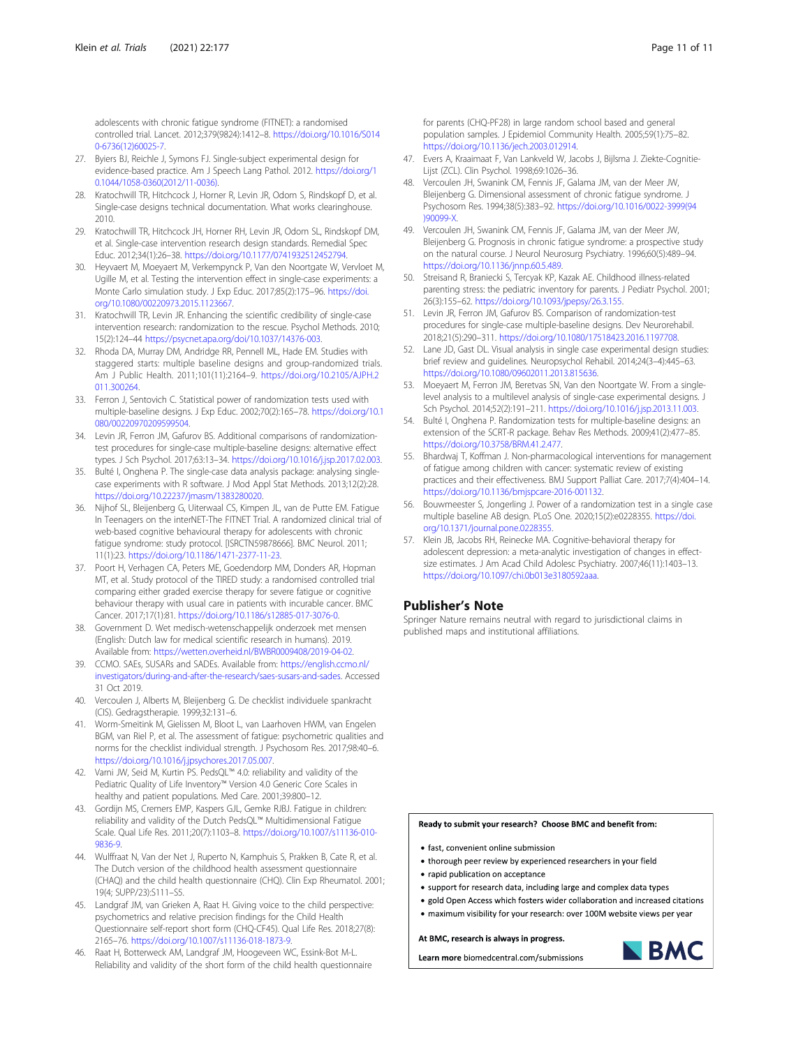adolescents with chronic fatigue syndrome (FITNET): a randomised controlled trial. Lancet. 2012;379(9824):1412–8. https://doi.org/10.1016/S0140-6736(12)60025-7.

27. Byiers BJ, Reichle J, Symons FJ. Single-subject experimental design for evidence-based practice. Am J Speech Lang Pathol. 2012. https://doi.org/10.1044/1058-0360(2012/11-0036).
28. Kratochwill TR, Hitchcock J, Horner R, Levin JR, Odom S, Rindskopf D, et al. Single-case designs technical documentation. What works clearinghouse. 2010.
29. Kratochwill TR, Hitchcock JH, Horner RH, Levin JR, Odom SL, Rindskopf DM, et al. Single-case intervention research design standards. Remedial Spec Educ. 2012;34(1):26–38. https://doi.org/10.1177/0741932512452794.
30. Heyvaert M, Moeyaert M, Verkempynck P, Van den Noortgate W, Vervloet M, Ugille M, et al. Testing the intervention effect in single-case experiments: a Monte Carlo simulation study. J Exp Educ. 2017;85(2):175–96. https://doi.org/10.1080/00220973.2015.1123667.
31. Kratochwill TR, Levin JR. Enhancing the scientific credibility of single-case intervention research: randomization to the rescue. Psychol Methods. 2010; 15(2):124–44 https://psycnet.apa.org/doi/10.1037/14376-003.
32. Rhoda DA, Murray DM, Andridge RR, Pennell ML, Hade EM. Studies with staggered starts: multiple baseline designs and group-randomized trials. Am J Public Health. 2011;101(11):2164–9. https://doi.org/10.2105/AJPH.2011.300264.
33. Ferron J, Sentovich C. Statistical power of randomization tests used with multiple-baseline designs. J Exp Educ. 2002;70(2):165–78. https://doi.org/10.1080/00220970209599504.
34. Levin JR, Ferron JM, Gafurov BS. Additional comparisons of randomization-test procedures for single-case multiple-baseline designs: alternative effect types. J Sch Psychol. 2017;63:13–34. https://doi.org/10.1016/j.jsp.2017.02.003.
35. Bulté I, Onghena P. The single-case data analysis package: analysing single-case experiments with R software. J Mod Appl Stat Methods. 2013;12(2):28. https://doi.org/10.22237/jmasm/1383280020.
36. Nijhof SL, Bleijenberg G, Uiterwaal CS, Kimpen JL, van de Putte EM. Fatigue In Teenagers on the interNET-The FITNET Trial. A randomized clinical trial of web-based cognitive behavioural therapy for adolescents with chronic fatigue syndrome: study protocol. [ISRCTN59878666]. BMC Neurol. 2011; 11(1):23. https://doi.org/10.1186/1471-2377-11-23.
37. Poort H, Verhagen CA, Peters ME, Goedendorp MM, Donders AR, Hopman MT, et al. Study protocol of the TIRED study: a randomised controlled trial comparing either graded exercise therapy for severe fatigue or cognitive behaviour therapy with usual care in patients with incurable cancer. BMC Cancer. 2017;17(1):81. https://doi.org/10.1186/s12885-017-3076-0.
38. Government D. Wet medisch-wetenschappelijk onderzoek met mensen (English: Dutch law for medical scientific research in humans). 2019. Available from: https://wetten.overheid.nl/BWBR0009408/2019-04-02.
39. CCMO. SAEs, SUSARs and SADEs. Available from: https://english.ccmo.nl/investigators/during-and-after-the-research/saes-susars-and-sades. Accessed 31 Oct 2019.
40. Vercoulen J, Alberts M, Bleijenberg G. De checklist individuele spankracht (CIS). Gedragstherapie. 1999;32:131–6.
41. Worm-Smeitink M, Gielissen M, Bloot L, van Laarhoven HWM, van Engelen BGM, van Riel P, et al. The assessment of fatigue: psychometric qualities and norms for the checklist individual strength. J Psychosom Res. 2017;98:40–6. https://doi.org/10.1016/j.jpsychores.2017.05.007.
42. Varni JW, Seid M, Kurtin PS. PedsQL™ 4.0: reliability and validity of the Pediatric Quality of Life Inventory™ Version 4.0 Generic Core Scales in healthy and patient populations. Med Care. 2001;39:800–12.
43. Gordijn MS, Cremers EMP, Kaspers GJL, Gemke RJBJ. Fatigue in children: reliability and validity of the Dutch PedsQL™ Multidimensional Fatigue Scale. Qual Life Res. 2011;20(7):1103–8. https://doi.org/10.1007/s11136-010-9836-9.
44. Wulffraat N, Van der Net J, Ruperto N, Kamphuis S, Prakken B, Cate R, et al. The Dutch version of the childhood health assessment questionnaire (CHAQ) and the child health questionnaire (CHQ). Clin Exp Rheumatol. 2001; 19(4; SUPP/23):S111–S5.
45. Landgraf JM, van Grieken A, Raat H. Giving voice to the child perspective: psychometrics and relative precision findings for the Child Health Questionnaire self-report short form (CHQ-CF45). Qual Life Res. 2018;27(8): 2165–76. https://doi.org/10.1007/s11136-018-1873-9.
46. Raat H, Botterweck AM, Landgraf JM, Hoogeveen WC, Essink-Bot M-L. Reliability and validity of the short form of the child health questionnaire for parents (CHQ-PF28) in large random school based and general population samples. J Epidemiol Community Health. 2005;59(1):75–82. https://doi.org/10.1136/jech.2003.012914.
47. Evers A, Kraaimaat F, Van Lankveld W, Jacobs J, Bijlsma J. Ziekte-Cognitie-Lijst (ZCL). Clin Psychol. 1998;69:1026–36.
48. Vercoulen JH, Swanink CM, Fennis JF, Galama JM, van der Meer JW, Bleijenberg G. Dimensional assessment of chronic fatigue syndrome. J Psychosom Res. 1994;38(5):383–92. https://doi.org/10.1016/0022-3999(94)90099-X.
49. Vercoulen JH, Swanink CM, Fennis JF, Galama JM, van der Meer JW, Bleijenberg G. Prognosis in chronic fatigue syndrome: a prospective study on the natural course. J Neurol Neurosurg Psychiatry. 1996;60(5):489–94. https://doi.org/10.1136/jnnp.60.5.489.
50. Streisand R, Braniecki S, Tercyak KP, Kazak AE. Childhood illness-related parenting stress: the pediatric inventory for parents. J Pediatr Psychol. 2001; 26(3):155–62. https://doi.org/10.1093/jpepsy/26.3.155.
51. Levin JR, Ferron JM, Gafurov BS. Comparison of randomization-test procedures for single-case multiple-baseline designs. Dev Neurorehabil. 2018;21(5):290–311. https://doi.org/10.1080/17518423.2016.1197708.
52. Lane JD, Gast DL. Visual analysis in single case experimental design studies: brief review and guidelines. Neuropsychol Rehabil. 2014;24(3–4):445–63. https://doi.org/10.1080/09602011.2013.815636.
53. Moeyaert M, Ferron JM, Beretvas SN, Van den Noortgate W. From a single-level analysis to a multilevel analysis of single-case experimental designs. J Sch Psychol. 2014;52(2):191–211. https://doi.org/10.1016/j.jsp.2013.11.003.
54. Bulté I, Onghena P. Randomization tests for multiple-baseline designs: an extension of the SCRT-R package. Behav Res Methods. 2009;41(2):477–85. https://doi.org/10.3758/BRM.41.2.477.
55. Bhardwaj T, Koffman J. Non-pharmacological interventions for management of fatigue among children with cancer: systematic review of existing practices and their effectiveness. BMJ Support Palliat Care. 2017;7(4):404–14. https://doi.org/10.1136/bmjspcare-2016-001132.
56. Bouwmeester S, Jongerling J. Power of a randomization test in a single case multiple baseline AB design. PLoS One. 2020;15(2):e0228355. https://doi.org/10.1371/journal.pone.0228355.
57. Klein JB, Jacobs RH, Reinecke MA. Cognitive-behavioral therapy for adolescent depression: a meta-analytic investigation of changes in effect-size estimates. J Am Acad Child Adolesc Psychiatry. 2007;46(11):1403–13. https://doi.org/10.1097/chi.0b013e3180592aaa.

## Publisher's Note

Springer Nature remains neutral with regard to jurisdictional claims in published maps and institutional affiliations.

**Ready to submit your research? Choose BMC and benefit from:**

- fast, convenient online submission
- thorough peer review by experienced researchers in your field
- rapid publication on acceptance
- support for research data, including large and complex data types
- gold Open Access which fosters wider collaboration and increased citations
- maximum visibility for your research: over 100M website views per year

**At BMC, research is always in progress.**

**Learn more** biomedcentral.com/submissions

BMC